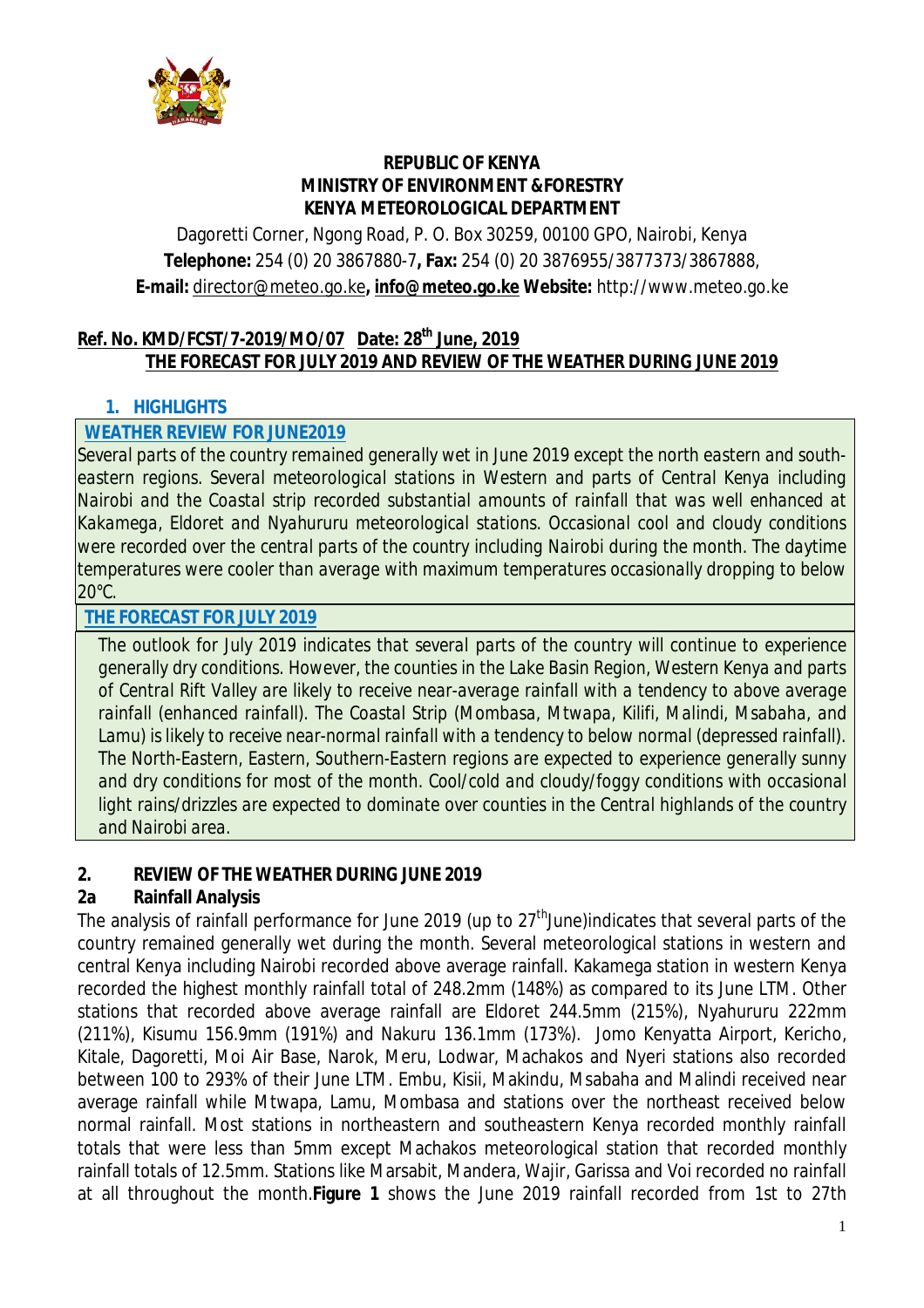**REPUBLIC OF KENYA**
**MINISTRY OF ENVIRONMENT &FORESTRY**
**KENYA METEOROLOGICAL DEPARTMENT**

Dagoretti Corner, Ngong Road, P. O. Box 30259, 00100 GPO, Nairobi, Kenya
**Telephone:** 254 (0) 20 3867880-7**, Fax:** 254 (0) 20 3876955/3877373/3867888,
**E-mail:** director@meteo.go.ke**, info@meteo.go.ke Website:** http://www.meteo.go.ke

**Ref. No. KMD/FCST/7-2019/MO/07 Date: 28th June, 2019**

**THE FORECAST FOR JULY 2019 AND REVIEW OF THE WEATHER DURING JUNE 2019**

## 1. HIGHLIGHTS

### WEATHER REVIEW FOR JUNE2019

*Several parts of the country remained generally wet in June 2019 except the north eastern and south-eastern regions. Several meteorological stations in Western and parts of Central Kenya including Nairobi and the Coastal strip recorded substantial amounts of rainfall that was well enhanced at Kakamega, Eldoret and Nyahururu meteorological stations. Occasional cool and cloudy conditions were recorded over the central parts of the country including Nairobi during the month. The daytime temperatures were cooler than average with maximum temperatures occasionally dropping to below 20°C.*

### THE FORECAST FOR JULY 2019

*The outlook for July 2019 indicates that several parts of the country will continue to experience generally dry conditions. However, the counties in the Lake Basin Region, Western Kenya and parts of Central Rift Valley are likely to receive near-average rainfall with a tendency to above average rainfall (enhanced rainfall). The Coastal Strip (Mombasa, Mtwapa, Kilifi, Malindi, Msabaha, and Lamu) is likely to receive near-normal rainfall with a tendency to below normal (depressed rainfall). The North-Eastern, Eastern, Southern-Eastern regions are expected to experience generally sunny and dry conditions for most of the month. Cool/cold and cloudy/foggy conditions with occasional light rains/drizzles are expected to dominate over counties in the Central highlands of the country and Nairobi area.*

## 2. REVIEW OF THE WEATHER DURING JUNE 2019

### 2a Rainfall Analysis

The analysis of rainfall performance for June 2019 (up to 27thJune)indicates that several parts of the country remained generally wet during the month. Several meteorological stations in western and central Kenya including Nairobi recorded above average rainfall. Kakamega station in western Kenya recorded the highest monthly rainfall total of 248.2mm (148%) as compared to its June LTM. Other stations that recorded above average rainfall are Eldoret 244.5mm (215%), Nyahururu 222mm (211%), Kisumu 156.9mm (191%) and Nakuru 136.1mm (173%). Jomo Kenyatta Airport, Kericho, Kitale, Dagoretti, Moi Air Base, Narok, Meru, Lodwar, Machakos and Nyeri stations also recorded between 100 to 293% of their June LTM. Embu, Kisii, Makindu, Msabaha and Malindi received near average rainfall while Mtwapa, Lamu, Mombasa and stations over the northeast received below normal rainfall. Most stations in northeastern and southeastern Kenya recorded monthly rainfall totals that were less than 5mm except Machakos meteorological station that recorded monthly rainfall totals of 12.5mm. Stations like Marsabit, Mandera, Wajir, Garissa and Voi recorded no rainfall at all throughout the month.**Figure 1** shows the June 2019 rainfall recorded from 1st to 27th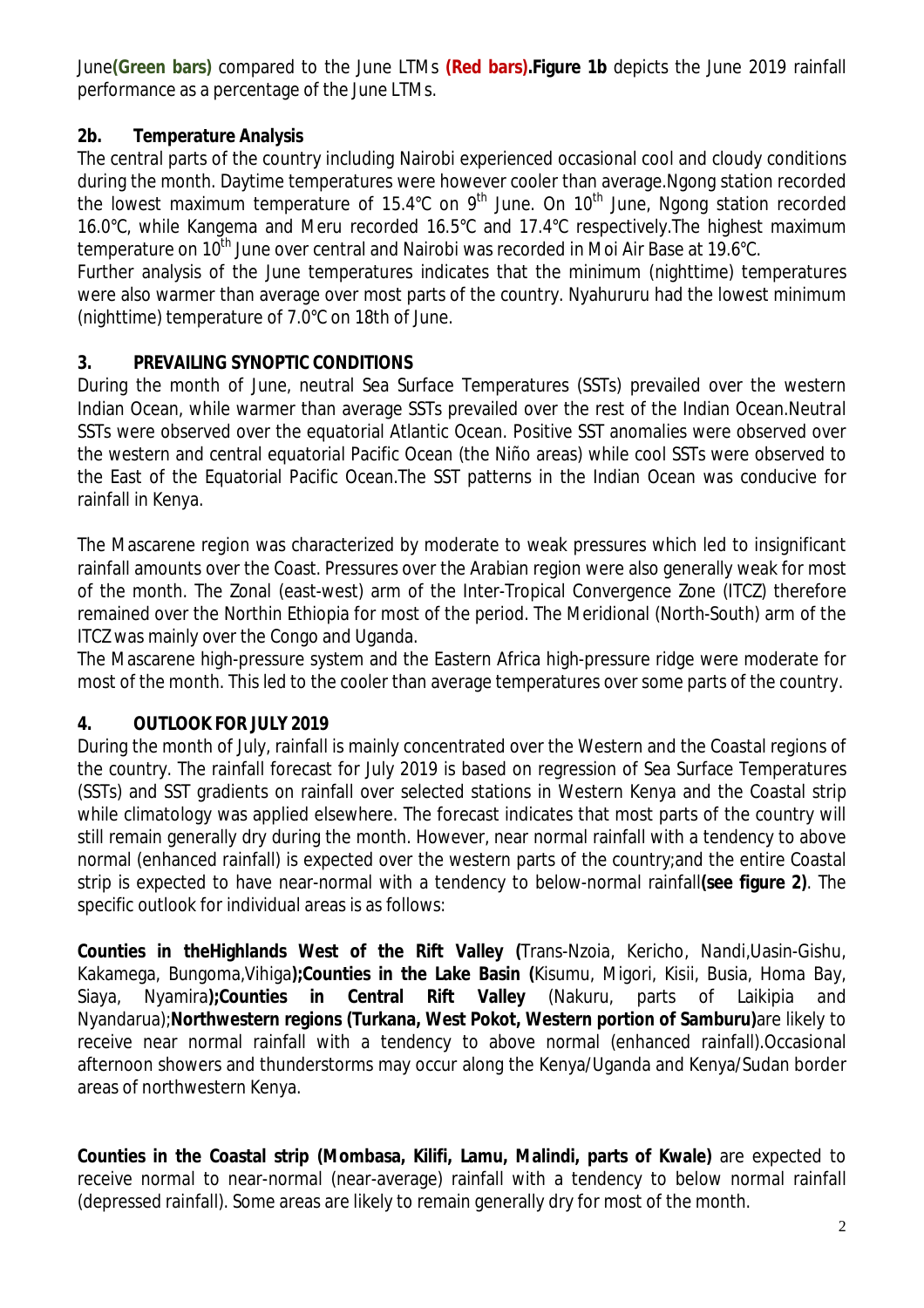June**(Green bars)** compared to the June LTMs **(Red bars)**.**Figure 1b** depicts the June 2019 rainfall performance as a percentage of the June LTMs.

### 2b. Temperature Analysis

The central parts of the country including Nairobi experienced occasional cool and cloudy conditions during the month. Daytime temperatures were however cooler than average.Ngong station recorded the lowest maximum temperature of 15.4°C on 9th June. On 10th June, Ngong station recorded 16.0°C, while Kangema and Meru recorded 16.5°C and 17.4°C respectively.The highest maximum temperature on 10th June over central and Nairobi was recorded in Moi Air Base at 19.6°C.

Further analysis of the June temperatures indicates that the minimum (nighttime) temperatures were also warmer than average over most parts of the country. Nyahururu had the lowest minimum (nighttime) temperature of 7.0°C on 18th of June.

## 3. PREVAILING SYNOPTIC CONDITIONS

During the month of June, neutral Sea Surface Temperatures (SSTs) prevailed over the western Indian Ocean, while warmer than average SSTs prevailed over the rest of the Indian Ocean.Neutral SSTs were observed over the equatorial Atlantic Ocean. Positive SST anomalies were observed over the western and central equatorial Pacific Ocean (the Niño areas) while cool SSTs were observed to the East of the Equatorial Pacific Ocean.The SST patterns in the Indian Ocean was conducive for rainfall in Kenya.

The Mascarene region was characterized by moderate to weak pressures which led to insignificant rainfall amounts over the Coast. Pressures over the Arabian region were also generally weak for most of the month. The Zonal (east-west) arm of the Inter-Tropical Convergence Zone (ITCZ) therefore remained over the Northin Ethiopia for most of the period. The Meridional (North-South) arm of the ITCZ was mainly over the Congo and Uganda.

The Mascarene high-pressure system and the Eastern Africa high-pressure ridge were moderate for most of the month. This led to the cooler than average temperatures over some parts of the country.

## 4. OUTLOOK FOR JULY 2019

During the month of July, rainfall is mainly concentrated over the Western and the Coastal regions of the country. The rainfall forecast for July 2019 is based on regression of Sea Surface Temperatures (SSTs) and SST gradients on rainfall over selected stations in Western Kenya and the Coastal strip while climatology was applied elsewhere. The forecast indicates that most parts of the country will still remain generally dry during the month. However, near normal rainfall with a tendency to above normal (enhanced rainfall) is expected over the western parts of the country;and the entire Coastal strip is expected to have near-normal with a tendency to below-normal rainfall**(see figure 2)**. The specific outlook for individual areas is as follows:

**Counties in theHighlands West of the Rift Valley (**Trans-Nzoia, Kericho, Nandi,Uasin-Gishu, Kakamega, Bungoma,Vihiga**);Counties in the Lake Basin (**Kisumu, Migori, Kisii, Busia, Homa Bay, Siaya, Nyamira**);Counties in Central Rift Valley** (Nakuru, parts of Laikipia and Nyandarua);**Northwestern regions (Turkana, West Pokot, Western portion of Samburu)**are likely to receive near normal rainfall with a tendency to above normal (enhanced rainfall).Occasional afternoon showers and thunderstorms may occur along the Kenya/Uganda and Kenya/Sudan border areas of northwestern Kenya.

**Counties in the Coastal strip (Mombasa, Kilifi, Lamu, Malindi, parts of Kwale)** are expected to receive normal to near-normal (near-average) rainfall with a tendency to below normal rainfall (depressed rainfall). Some areas are likely to remain generally dry for most of the month.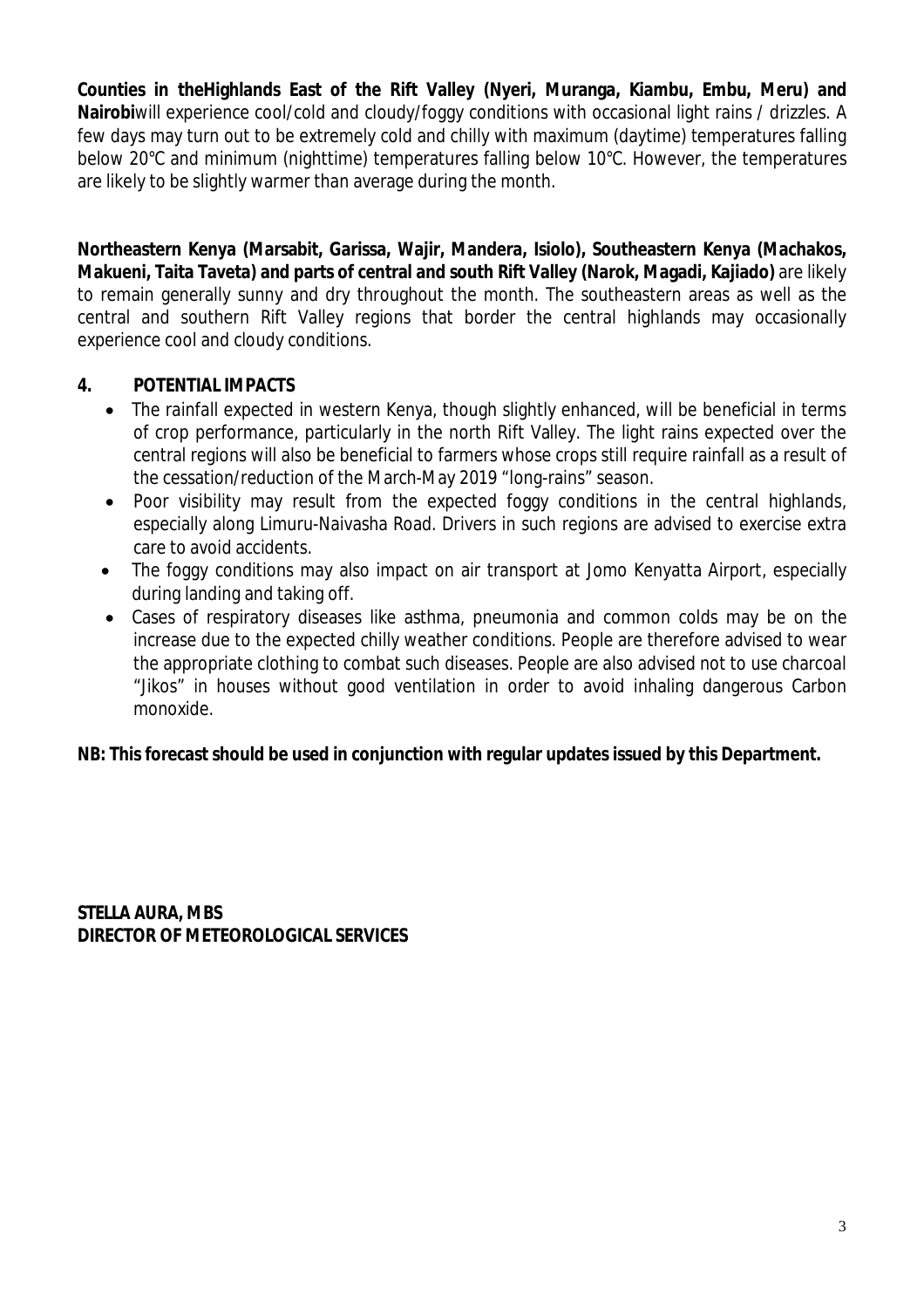**Counties in theHighlands East of the Rift Valley (Nyeri, Muranga, Kiambu, Embu, Meru) and Nairobi**will experience cool/cold and cloudy/foggy conditions with occasional light rains / drizzles. A few days may turn out to be extremely cold and chilly with maximum (daytime) temperatures falling below 20℃ and minimum (nighttime) temperatures falling below 10℃. However, the temperatures are likely to be slightly warmer than average during the month.

**Northeastern Kenya (Marsabit, Garissa, Wajir, Mandera, Isiolo), Southeastern Kenya (Machakos, Makueni, Taita Taveta) and parts of central and south Rift Valley (Narok, Magadi, Kajiado)** are likely to remain generally sunny and dry throughout the month. The southeastern areas as well as the central and southern Rift Valley regions that border the central highlands may occasionally experience cool and cloudy conditions.

## 4. POTENTIAL IMPACTS

- The rainfall expected in western Kenya, though slightly enhanced, will be beneficial in terms of crop performance, particularly in the north Rift Valley. The light rains expected over the central regions will also be beneficial to farmers whose crops still require rainfall as a result of the cessation/reduction of the March-May 2019 "long-rains" season.
- Poor visibility may result from the expected foggy conditions in the central highlands, especially along Limuru-Naivasha Road. Drivers in such regions are advised to exercise extra care to avoid accidents.
- The foggy conditions may also impact on air transport at Jomo Kenyatta Airport, especially during landing and taking off.
- Cases of respiratory diseases like asthma, pneumonia and common colds may be on the increase due to the expected chilly weather conditions. People are therefore advised to wear the appropriate clothing to combat such diseases. People are also advised not to use charcoal "Jikos" in houses without good ventilation in order to avoid inhaling dangerous Carbon monoxide.

**NB: This forecast should be used in conjunction with regular updates issued by this Department.**

**STELLA AURA, MBS**
**DIRECTOR OF METEOROLOGICAL SERVICES**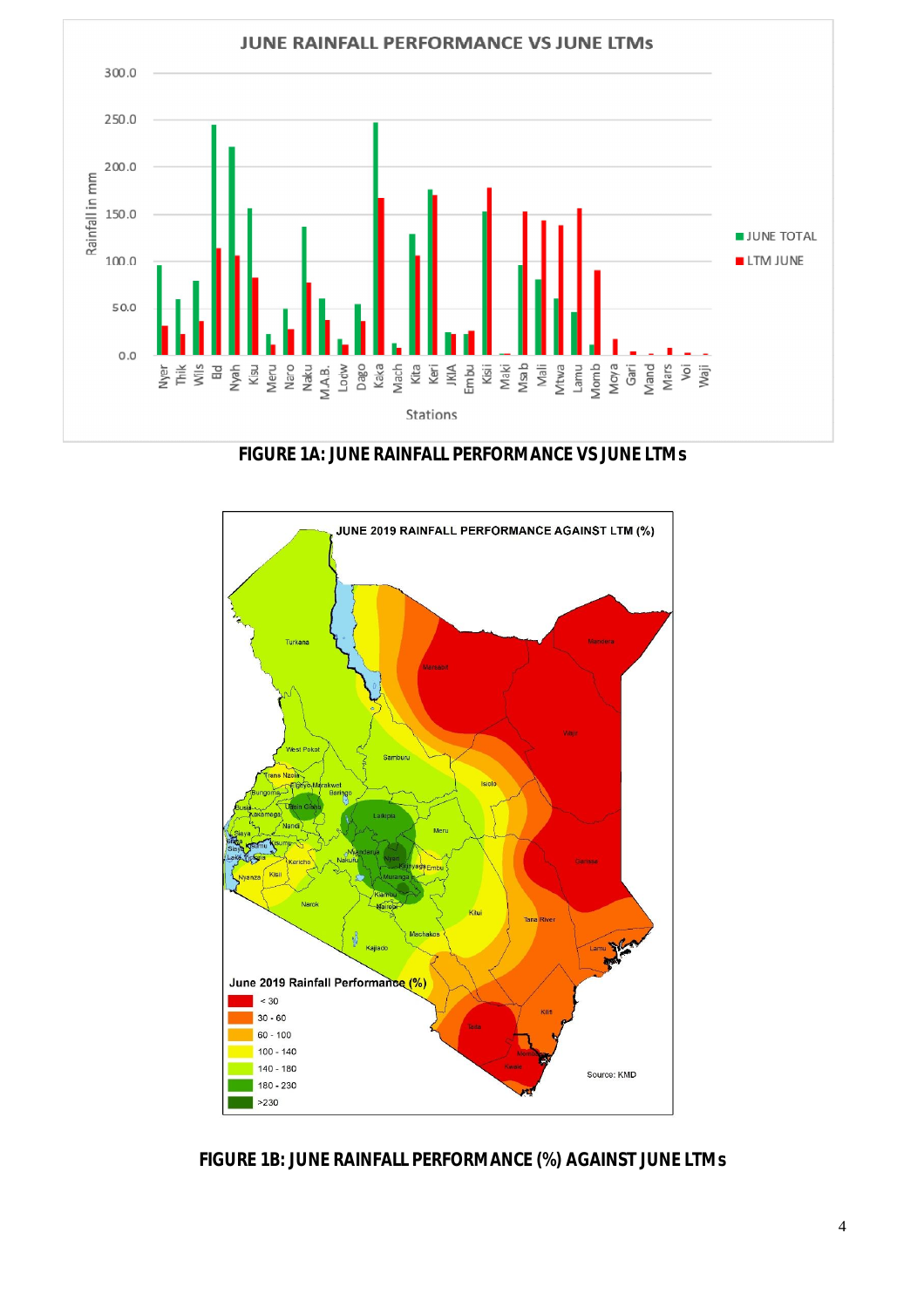JUNE RAINFALL PERFORMANCE VS JUNE LTMs

300.0
250.0
200.0
150.0
100.0
50.0
0.0

Rainfall in mm

Nyer Thik Wils Bd Nyah Kisu Meru Nero Naku M.A.B. Lodw Dago Keka Mach Kita Keri JKIA Embu Kisii Maki Msab Mali Mtwa Lamu Momb Moya Gari Mand Mars Voi Waji

Stations

JUNE TOTAL
LTM JUNE

**FIGURE 1A: JUNE RAINFALL PERFORMANCE VS JUNE LTMs**

JUNE 2019 RAINFALL PERFORMANCE AGAINST LTM (%)

Turkana
Marsabit
Mandera
Wajir
West Pokot
Samburu
Trans Nzoia
Elgeyo Marakwet
Baringo
Bungoma
Isiolo
Busia
Kakamega
Uasin Gishu
Laikipia
Nandi
Meru
Siaya
Kisumu
Nyandarua
Nakuru
Nyeri
Kirinyaga
Embu
Homa Bay
Kericho
Garissa
Migori
Nyamira
Kisii
Murang'a
Kiambu
Narok
Nairobi
Kitui
Tana River
Machakos
Kajiado
Lamu
Kilifi
Taita
Mombasa
Kwale

June 2019 Rainfall Performance (%)
< 30
30 - 60
60 - 100
100 - 140
140 - 180
180 - 230
>230

Source: KMD

**FIGURE 1B: JUNE RAINFALL PERFORMANCE (%) AGAINST JUNE LTMs**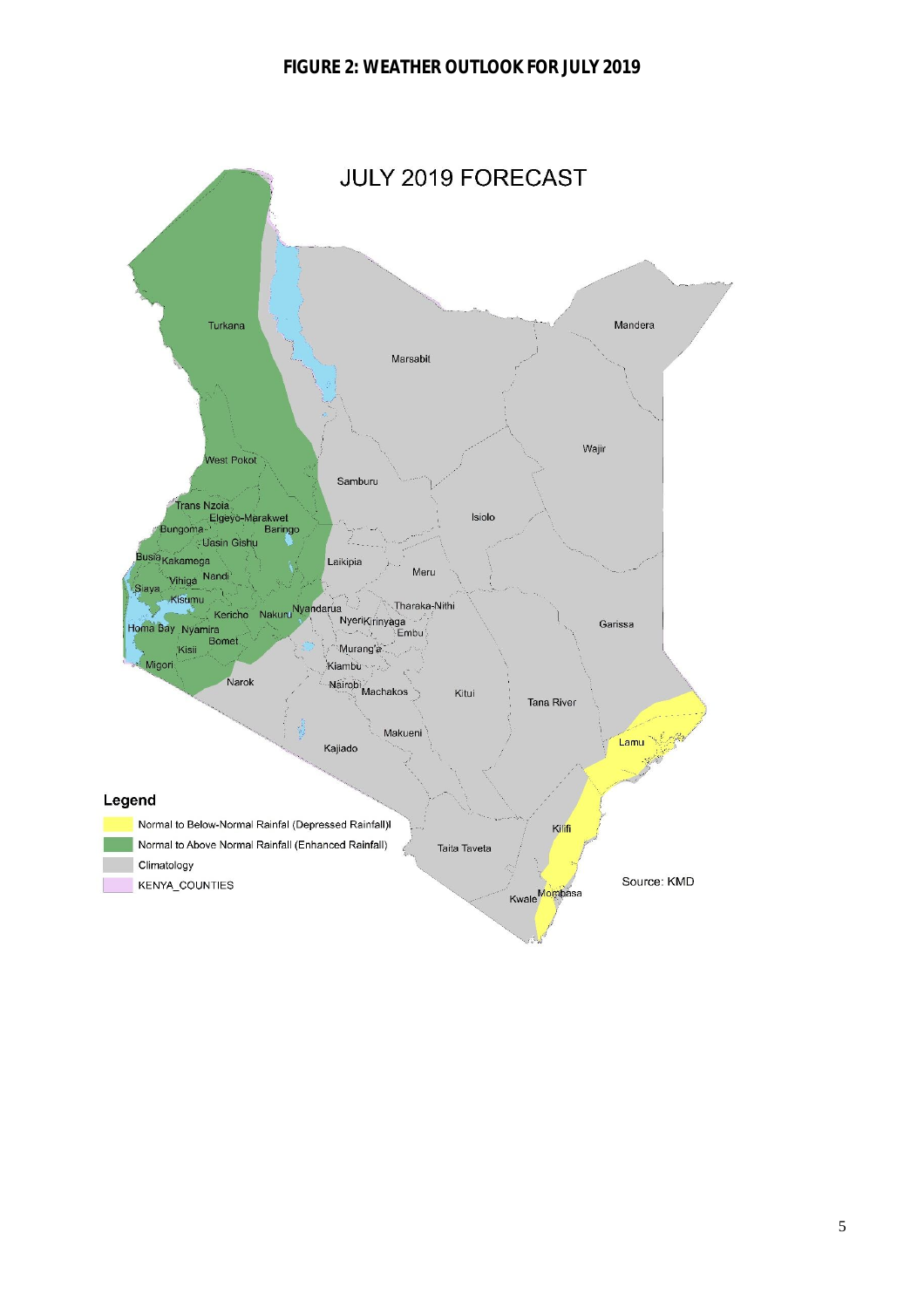**FIGURE 2: WEATHER OUTLOOK FOR JULY 2019**

JULY 2019 FORECAST

Turkana
Marsabit
Mandera
Wajir
West Pokot
Samburu
Trans Nzoia
Elgeyo-Marakwet
Bungoma
Baringo
Isiolo
Uasin Gishu
Busia
Kakamega
Laikipia
Meru
Vihiga
Nandi
Siaya
Kisumu
Nyandarua
Tharaka-Nithi
Kericho
Nakuru
Nyeri
Kirinyaga
Homa Bay
Nyamira
Embu
Garissa
Bomet
Kisii
Murang'a
Migori
Kiambu
Narok
Nairobi
Machakos
Kitui
Tana River
Makueni
Lamu
Kajiado
Kilifi
Taita Taveta
Kwale
Mombasa

Legend
Normal to Below-Normal Rainfal (Depressed Rainfall)l
Normal to Above Normal Rainfall (Enhanced Rainfall)
Climatology
KENYA_COUNTIES

Source: KMD